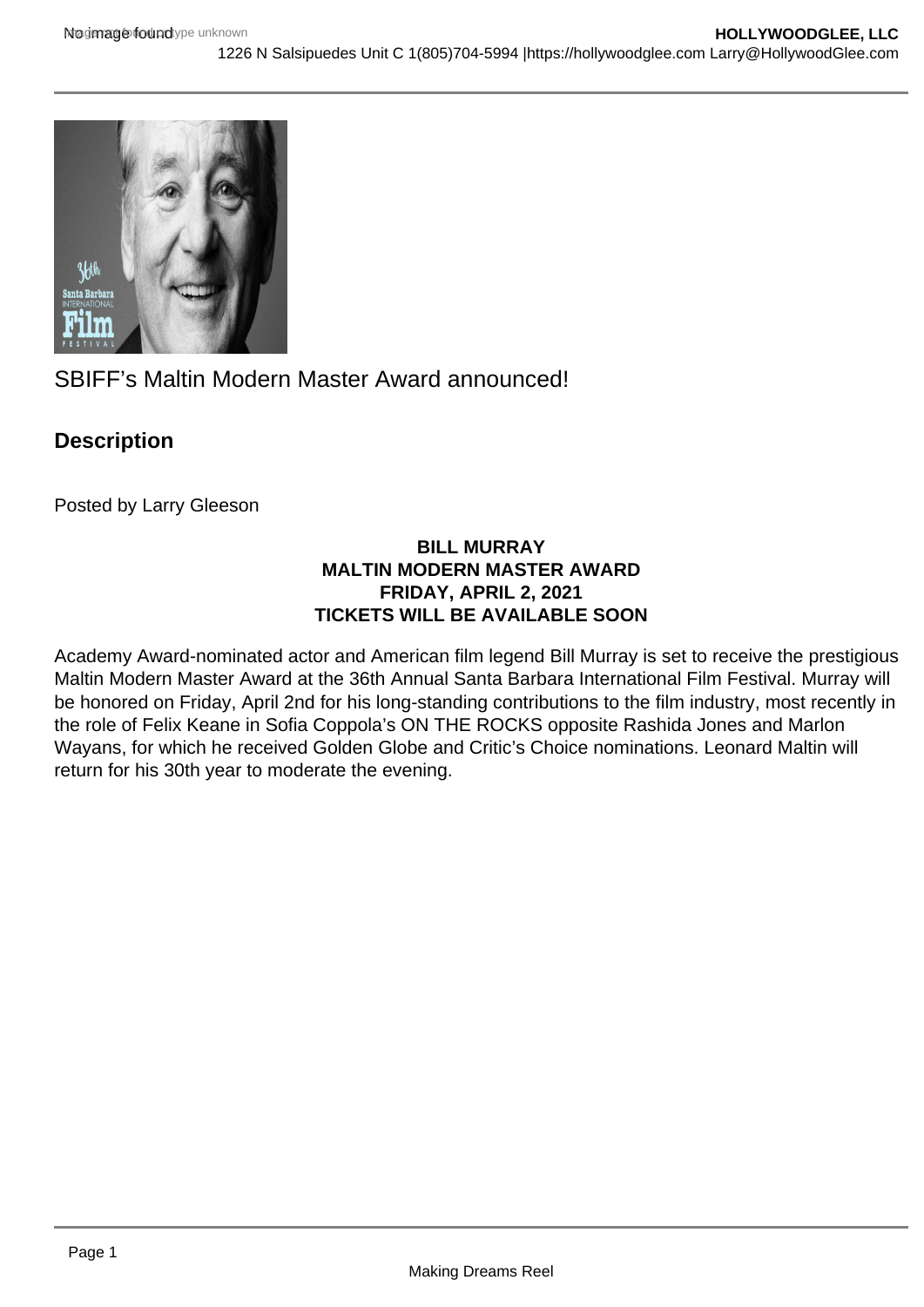SBIFF's Maltin Modern Master Award announced!

## Description

Posted by Larry Gleeson

**BILL MURRAY**
**MALTIN MODERN MASTER AWARD**
**FRIDAY, APRIL 2, 2021**
**TICKETS WILL BE AVAILABLE SOON**

Academy Award-nominated actor and American film legend Bill Murray is set to receive the prestigious Maltin Modern Master Award at the 36th Annual Santa Barbara International Film Festival. Murray will be honored on Friday, April 2nd for his long-standing contributions to the film industry, most recently in the role of Felix Keane in Sofia Coppola's ON THE ROCKS opposite Rashida Jones and Marlon Wayans, for which he received Golden Globe and Critic's Choice nominations. Leonard Maltin will return for his 30th year to moderate the evening.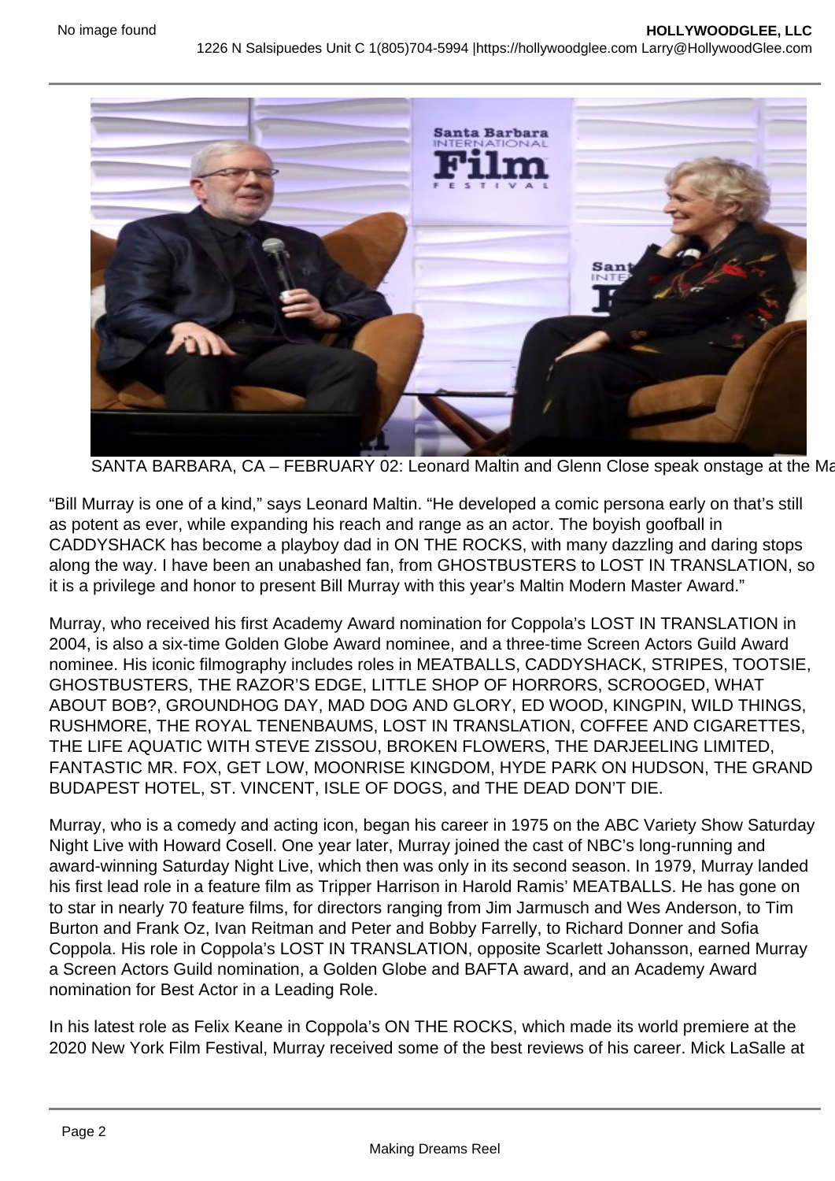SANTA BARBARA, CA – FEBRUARY 02: Leonard Maltin and Glenn Close speak onstage at the Ma

"Bill Murray is one of a kind," says Leonard Maltin. "He developed a comic persona early on that's still as potent as ever, while expanding his reach and range as an actor. The boyish goofball in CADDYSHACK has become a playboy dad in ON THE ROCKS, with many dazzling and daring stops along the way. I have been an unabashed fan, from GHOSTBUSTERS to LOST IN TRANSLATION, so it is a privilege and honor to present Bill Murray with this year's Maltin Modern Master Award."

Murray, who received his first Academy Award nomination for Coppola's LOST IN TRANSLATION in 2004, is also a six-time Golden Globe Award nominee, and a three-time Screen Actors Guild Award nominee. His iconic filmography includes roles in MEATBALLS, CADDYSHACK, STRIPES, TOOTSIE, GHOSTBUSTERS, THE RAZOR'S EDGE, LITTLE SHOP OF HORRORS, SCROOGED, WHAT ABOUT BOB?, GROUNDHOG DAY, MAD DOG AND GLORY, ED WOOD, KINGPIN, WILD THINGS, RUSHMORE, THE ROYAL TENENBAUMS, LOST IN TRANSLATION, COFFEE AND CIGARETTES, THE LIFE AQUATIC WITH STEVE ZISSOU, BROKEN FLOWERS, THE DARJEELING LIMITED, FANTASTIC MR. FOX, GET LOW, MOONRISE KINGDOM, HYDE PARK ON HUDSON, THE GRAND BUDAPEST HOTEL, ST. VINCENT, ISLE OF DOGS, and THE DEAD DON'T DIE.

Murray, who is a comedy and acting icon, began his career in 1975 on the ABC Variety Show Saturday Night Live with Howard Cosell. One year later, Murray joined the cast of NBC's long-running and award-winning Saturday Night Live, which then was only in its second season. In 1979, Murray landed his first lead role in a feature film as Tripper Harrison in Harold Ramis' MEATBALLS. He has gone on to star in nearly 70 feature films, for directors ranging from Jim Jarmusch and Wes Anderson, to Tim Burton and Frank Oz, Ivan Reitman and Peter and Bobby Farrelly, to Richard Donner and Sofia Coppola. His role in Coppola's LOST IN TRANSLATION, opposite Scarlett Johansson, earned Murray a Screen Actors Guild nomination, a Golden Globe and BAFTA award, and an Academy Award nomination for Best Actor in a Leading Role.

In his latest role as Felix Keane in Coppola's ON THE ROCKS, which made its world premiere at the 2020 New York Film Festival, Murray received some of the best reviews of his career. Mick LaSalle at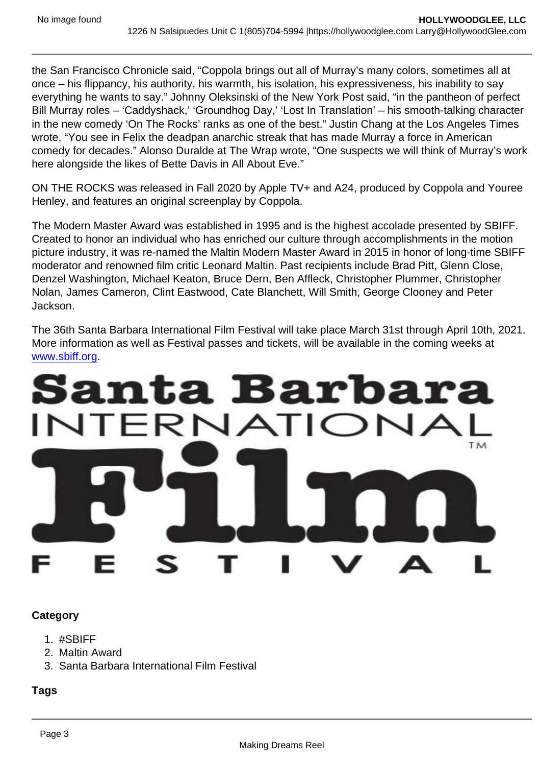the San Francisco Chronicle said, "Coppola brings out all of Murray's many colors, sometimes all at once – his flippancy, his authority, his warmth, his isolation, his expressiveness, his inability to say everything he wants to say." Johnny Oleksinski of the New York Post said, "in the pantheon of perfect Bill Murray roles – 'Caddyshack,' 'Groundhog Day,' 'Lost In Translation' – his smooth-talking character in the new comedy 'On The Rocks' ranks as one of the best." Justin Chang at the Los Angeles Times wrote, "You see in Felix the deadpan anarchic streak that has made Murray a force in American comedy for decades." Alonso Duralde at The Wrap wrote, "One suspects we will think of Murray's work here alongside the likes of Bette Davis in All About Eve."

ON THE ROCKS was released in Fall 2020 by Apple TV+ and A24, produced by Coppola and Youree Henley, and features an original screenplay by Coppola.

The Modern Master Award was established in 1995 and is the highest accolade presented by SBIFF. Created to honor an individual who has enriched our culture through accomplishments in the motion picture industry, it was re-named the Maltin Modern Master Award in 2015 in honor of long-time SBIFF moderator and renowned film critic Leonard Maltin. Past recipients include Brad Pitt, Glenn Close, Denzel Washington, Michael Keaton, Bruce Dern, Ben Affleck, Christopher Plummer, Christopher Nolan, James Cameron, Clint Eastwood, Cate Blanchett, Will Smith, George Clooney and Peter Jackson.

The 36th Santa Barbara International Film Festival will take place March 31st through April 10th, 2021. More information as well as Festival passes and tickets, will be available in the coming weeks at [www.sbiff.org](http://www.sbiff.org).

Santa Barbara INTERNATIONAL™ Film FESTIVAL

**Category**

1. #SBIFF
2. Maltin Award
3. Santa Barbara International Film Festival

**Tags**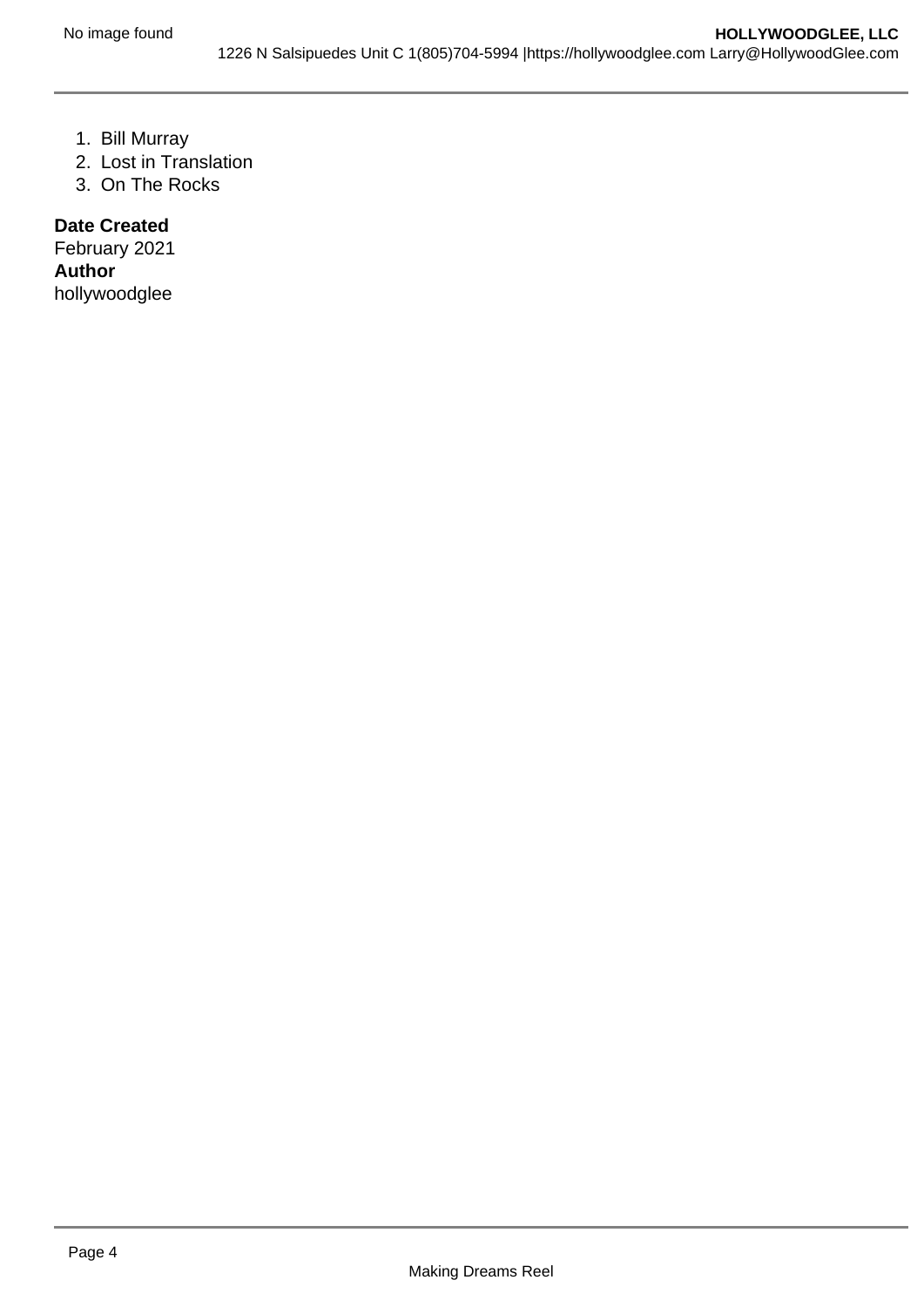1. Bill Murray
2. Lost in Translation
3. On The Rocks

**Date Created**
February 2021
**Author**
hollywoodglee